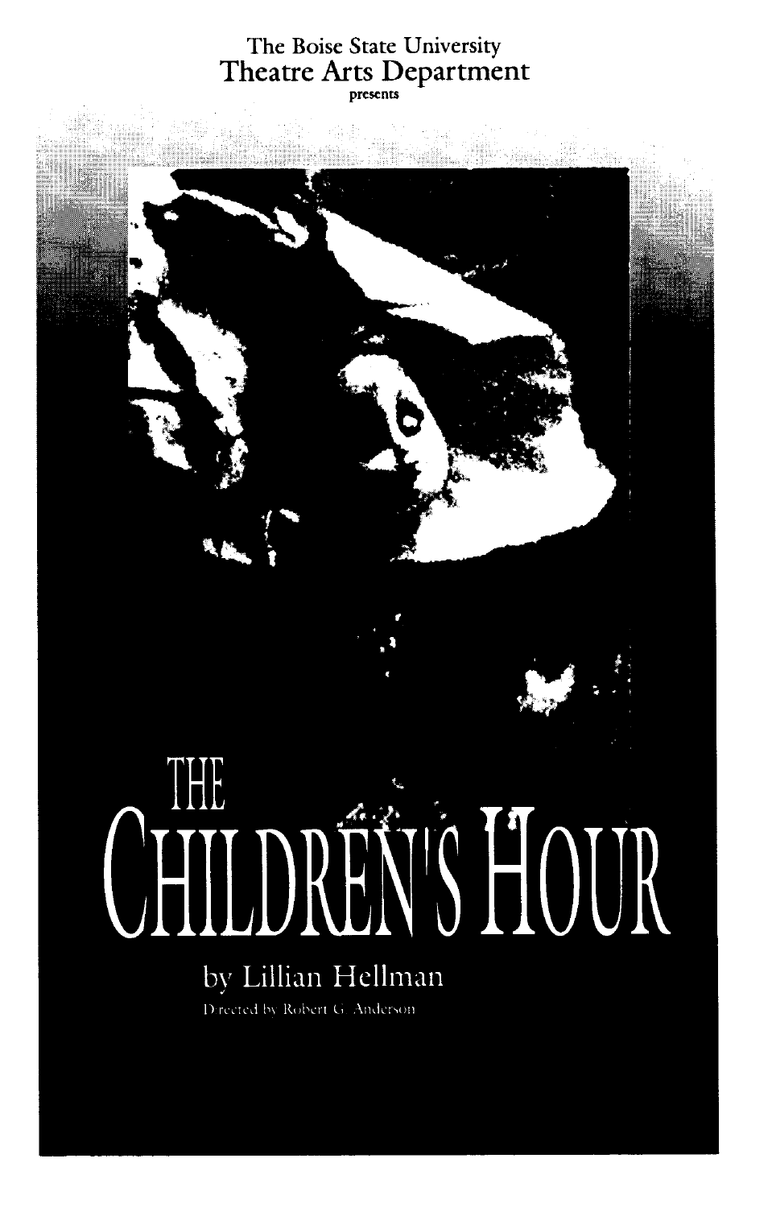The Boise State University

Theatre Arts Department

presents

# THE CHILDREN'S HOUR

by Lillian Hellman

Directed by Robert G. Anderson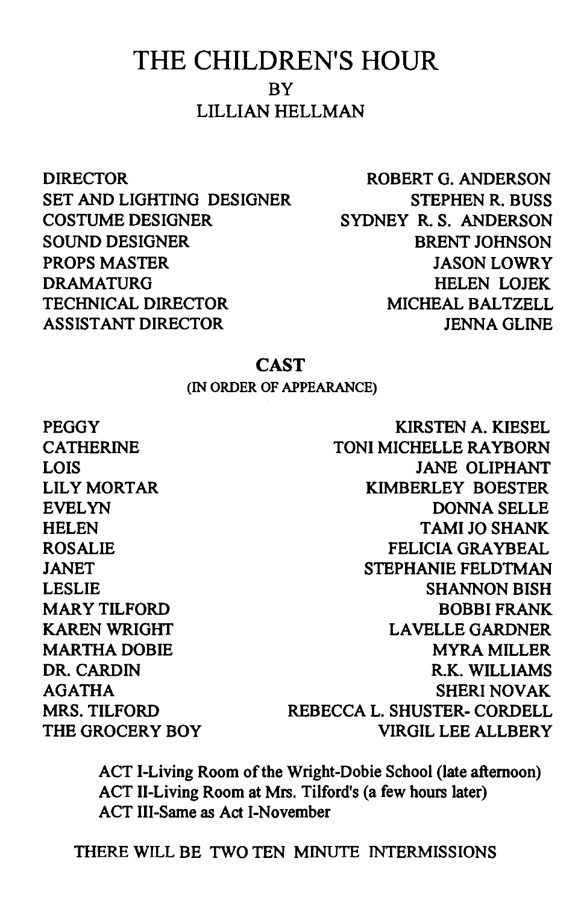# THE CHILDREN'S HOUR

BY

LILLIAN HELLMAN

| | |
|---|---|
| DIRECTOR | ROBERT G. ANDERSON |
| SET AND LIGHTING DESIGNER | STEPHEN R. BUSS |
| COSTUME DESIGNER | SYDNEY R. S. ANDERSON |
| SOUND DESIGNER | BRENT JOHNSON |
| PROPS MASTER | JASON LOWRY |
| DRAMATURG | HELEN LOJEK |
| TECHNICAL DIRECTOR | MICHEAL BALTZELL |
| ASSISTANT DIRECTOR | JENNA GLINE |

## CAST

(IN ORDER OF APPEARANCE)

| | |
|---|---|
| PEGGY | KIRSTEN A. KIESEL |
| CATHERINE | TONI MICHELLE RAYBORN |
| LOIS | JANE OLIPHANT |
| LILY MORTAR | KIMBERLEY BOESTER |
| EVELYN | DONNA SELLE |
| HELEN | TAMI JO SHANK |
| ROSALIE | FELICIA GRAYBEAL |
| JANET | STEPHANIE FELDTMAN |
| LESLIE | SHANNON BISH |
| MARY TILFORD | BOBBI FRANK |
| KAREN WRIGHT | LAVELLE GARDNER |
| MARTHA DOBIE | MYRA MILLER |
| DR. CARDIN | R.K. WILLIAMS |
| AGATHA | SHERI NOVAK |
| MRS. TILFORD | REBECCA L. SHUSTER- CORDELL |
| THE GROCERY BOY | VIRGIL LEE ALLBERY |

ACT I-Living Room of the Wright-Dobie School (late afternoon)
ACT II-Living Room at Mrs. Tilford's (a few hours later)
ACT III-Same as Act I-November

THERE WILL BE TWO TEN MINUTE INTERMISSIONS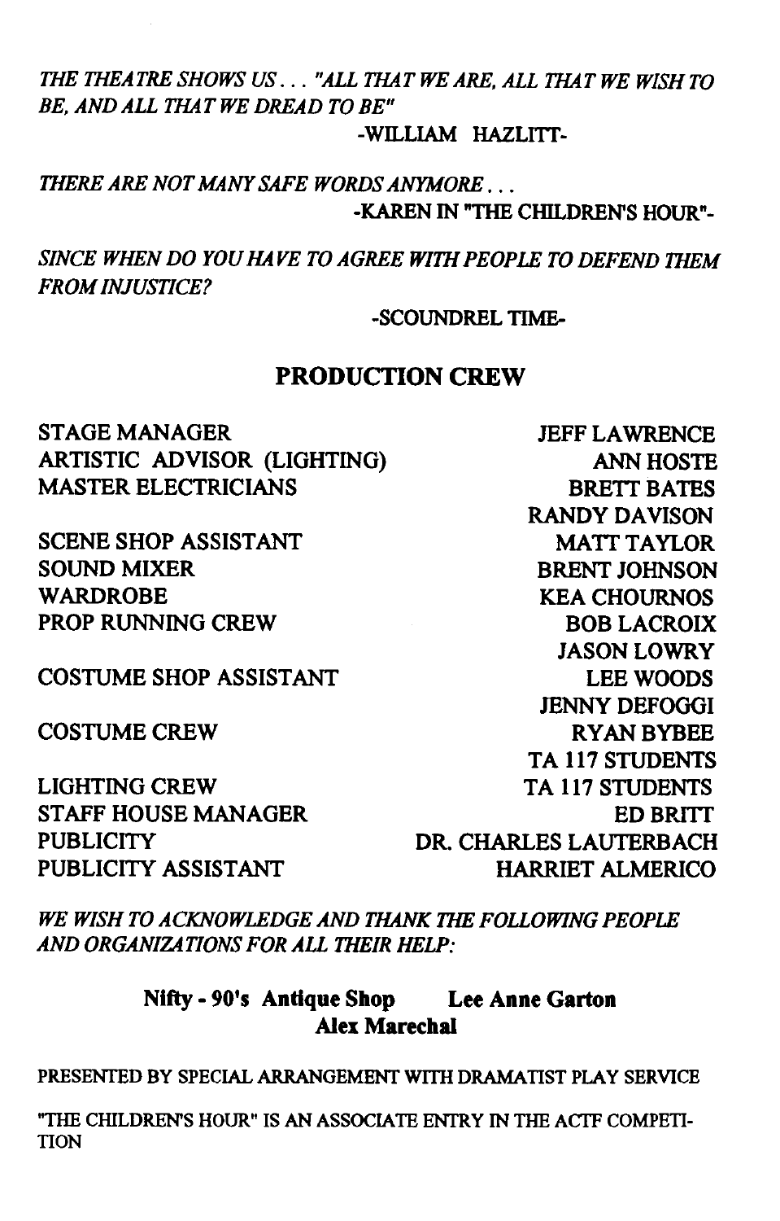*THE THEATRE SHOWS US . . . "ALL THAT WE ARE, ALL THAT WE WISH TO BE, AND ALL THAT WE DREAD TO BE"*

-WILLIAM HAZLITT-

*THERE ARE NOT MANY SAFE WORDS ANYMORE . . .*

-KAREN IN "THE CHILDREN'S HOUR"-

*SINCE WHEN DO YOU HAVE TO AGREE WITH PEOPLE TO DEFEND THEM FROM INJUSTICE?*

-SCOUNDREL TIME-

## PRODUCTION CREW

| | |
|---|---|
| STAGE MANAGER | JEFF LAWRENCE |
| ARTISTIC ADVISOR (LIGHTING) | ANN HOSTE |
| MASTER ELECTRICIANS | BRETT BATES |
| | RANDY DAVISON |
| SCENE SHOP ASSISTANT | MATT TAYLOR |
| SOUND MIXER | BRENT JOHNSON |
| WARDROBE | KEA CHOURNOS |
| PROP RUNNING CREW | BOB LACROIX |
| | JASON LOWRY |
| COSTUME SHOP ASSISTANT | LEE WOODS |
| | JENNY DEFOGGI |
| COSTUME CREW | RYAN BYBEE |
| | TA 117 STUDENTS |
| LIGHTING CREW | TA 117 STUDENTS |
| STAFF HOUSE MANAGER | ED BRITT |
| PUBLICITY | DR. CHARLES LAUTERBACH |
| PUBLICITY ASSISTANT | HARRIET ALMERICO |

*WE WISH TO ACKNOWLEDGE AND THANK THE FOLLOWING PEOPLE AND ORGANIZATIONS FOR ALL THEIR HELP:*

**Nifty - 90's Antique Shop** **Lee Anne Garton**
**Alex Marechal**

PRESENTED BY SPECIAL ARRANGEMENT WITH DRAMATIST PLAY SERVICE

"THE CHILDREN'S HOUR" IS AN ASSOCIATE ENTRY IN THE ACTF COMPETITION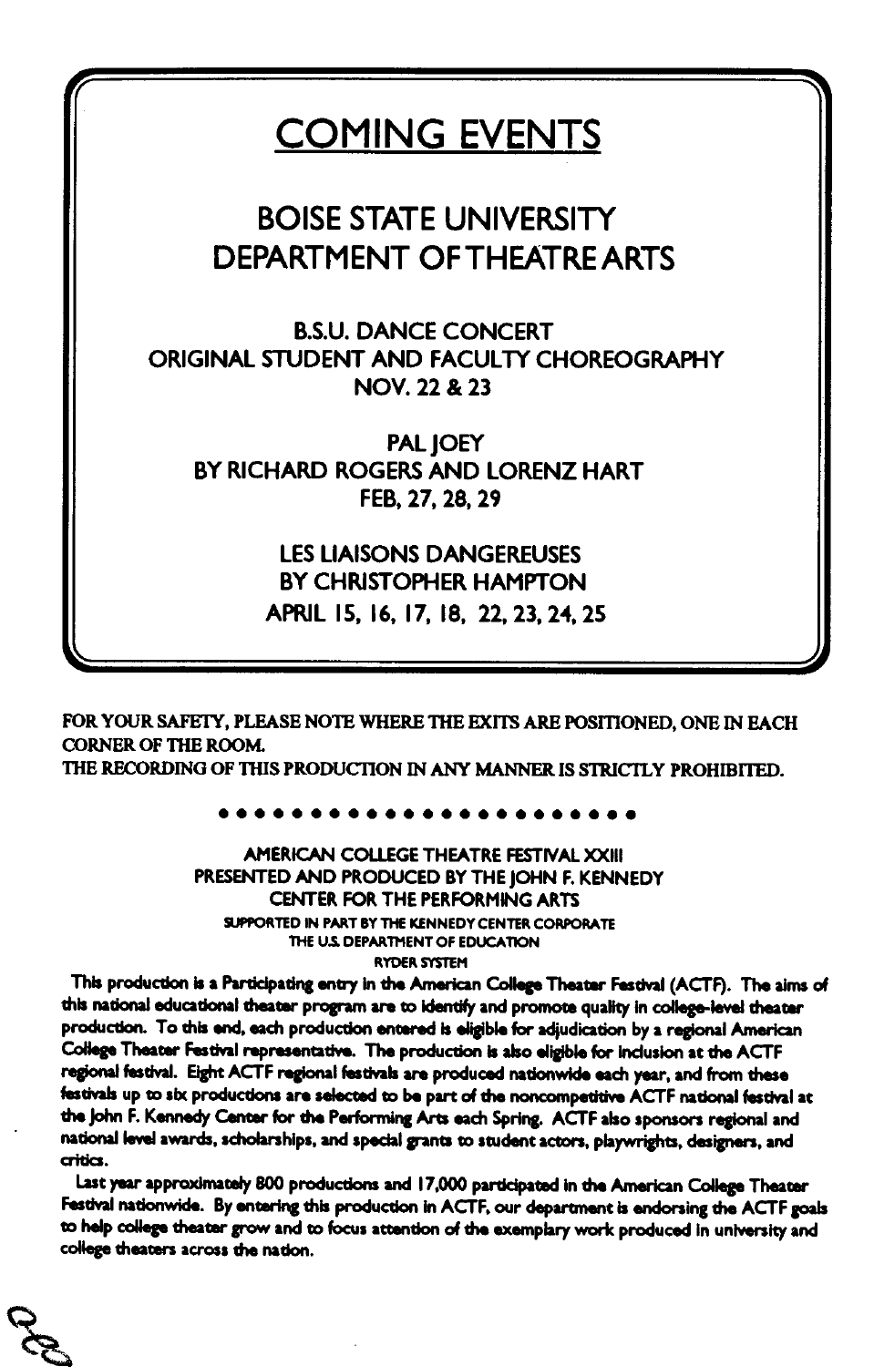# COMING EVENTS

## BOISE STATE UNIVERSITY
## DEPARTMENT OF THEATRE ARTS

B.S.U. DANCE CONCERT
ORIGINAL STUDENT AND FACULTY CHOREOGRAPHY
NOV. 22 & 23

PAL JOEY
BY RICHARD ROGERS AND LORENZ HART
FEB, 27, 28, 29

LES LIAISONS DANGEREUSES
BY CHRISTOPHER HAMPTON
APRIL 15, 16, 17, 18, 22, 23, 24, 25

FOR YOUR SAFETY, PLEASE NOTE WHERE THE EXITS ARE POSITIONED, ONE IN EACH CORNER OF THE ROOM.
THE RECORDING OF THIS PRODUCTION IN ANY MANNER IS STRICTLY PROHIBITED.

● ● ● ● ● ● ● ● ● ● ● ● ● ● ● ● ● ● ● ● ● ● ● ●

AMERICAN COLLEGE THEATRE FESTIVAL XXIII
PRESENTED AND PRODUCED BY THE JOHN F. KENNEDY
CENTER FOR THE PERFORMING ARTS
SUPPORTED IN PART BY THE KENNEDY CENTER CORPORATE
THE U.S. DEPARTMENT OF EDUCATION
RYDER SYSTEM

This production is a Participating entry in the American College Theater Festival (ACTF). The aims of this national educational theater program are to identify and promote quality in college-level theater production. To this end, each production entered is eligible for adjudication by a regional American College Theater Festival representative. The production is also eligible for inclusion at the ACTF regional festival. Eight ACTF regional festivals are produced nationwide each year, and from these festivals up to six productions are selected to be part of the noncompetitive ACTF national festival at the John F. Kennedy Center for the Performing Arts each Spring. ACTF also sponsors regional and national level awards, scholarships, and special grants to student actors, playwrights, designers, and critics.

Last year approximately 800 productions and 17,000 participated in the American College Theater Festival nationwide. By entering this production in ACTF, our department is endorsing the ACTF goals to help college theater grow and to focus attention of the exemplary work produced in university and college theaters across the nation.